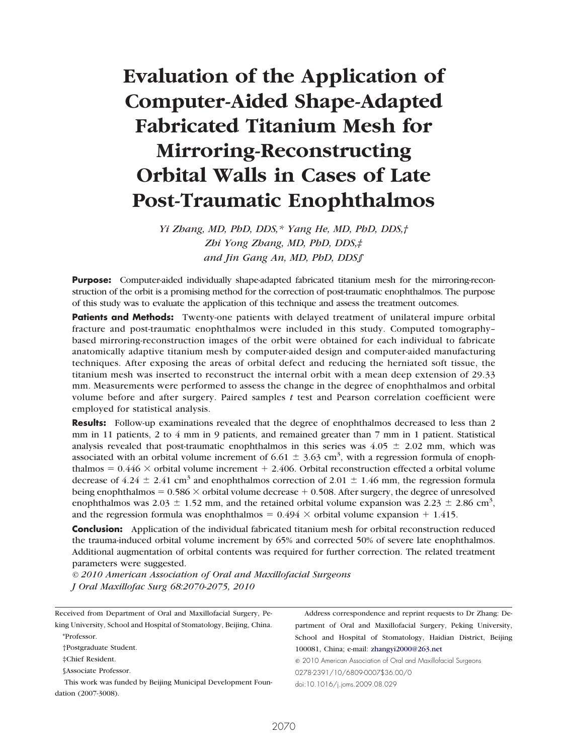# Evaluation of the Application of Computer-Aided Shape-Adapted Fabricated Titanium Mesh for Mirroring-Reconstructing Orbital Walls in Cases of Late Post-Traumatic Enophthalmos

*Yi Zhang, MD, PhD, DDS,\* Yang He, MD, PhD, DDS,† Zhi Yong Zhang, MD, PhD, DDS,‡ and Jin Gang An, MD, PhD, DDS§*

**Purpose:** Computer-aided individually shape-adapted fabricated titanium mesh for the mirroring-reconstruction of the orbit is a promising method for the correction of post-traumatic enophthalmos. The purpose of this study was to evaluate the application of this technique and assess the treatment outcomes.

**Patients and Methods:** Twenty-one patients with delayed treatment of unilateral impure orbital fracture and post-traumatic enophthalmos were included in this study. Computed tomography–based mirroring-reconstruction images of the orbit were obtained for each individual to fabricate anatomically adaptive titanium mesh by computer-aided design and computer-aided manufacturing techniques. After exposing the areas of orbital defect and reducing the herniated soft tissue, the titanium mesh was inserted to reconstruct the internal orbit with a mean deep extension of 29.33 mm. Measurements were performed to assess the change in the degree of enophthalmos and orbital volume before and after surgery. Paired samples $t$ test and Pearson correlation coefficient were employed for statistical analysis.

**Results:** Follow-up examinations revealed that the degree of enophthalmos decreased to less than 2 mm in 11 patients, 2 to 4 mm in 9 patients, and remained greater than 7 mm in 1 patient. Statistical analysis revealed that post-traumatic enophthalmos in this series was $4.05 \pm 2.02$ mm, which was associated with an orbital volume increment of $6.61 \pm 3.63$ cm$^3$, with a regression formula of enophthalmos = $0.446 \times$ orbital volume increment + 2.406. Orbital reconstruction effected a orbital volume decrease of $4.24 \pm 2.41$ cm$^3$ and enophthalmos correction of $2.01 \pm 1.46$ mm, the regression formula being enophthalmos = $0.586 \times$ orbital volume decrease + 0.508. After surgery, the degree of unresolved enophthalmos was $2.03 \pm 1.52$ mm, and the retained orbital volume expansion was $2.23 \pm 2.86$ cm$^3$, and the regression formula was enophthalmos = $0.494 \times$ orbital volume expansion + 1.415.

**Conclusion:** Application of the individual fabricated titanium mesh for orbital reconstruction reduced the trauma-induced orbital volume increment by 65% and corrected 50% of severe late enophthalmos. Additional augmentation of orbital contents was required for further correction. The related treatment parameters were suggested.

*© 2010 American Association of Oral and Maxillofacial Surgeons*
*J Oral Maxillofac Surg 68:2070-2075, 2010*

---

Received from Department of Oral and Maxillofacial Surgery, Peking University, School and Hospital of Stomatology, Beijing, China.

\*Professor.

†Postgraduate Student.

‡Chief Resident.

§Associate Professor.

This work was funded by Beijing Municipal Development Foundation (2007-3008).

Address correspondence and reprint requests to Dr Zhang: Department of Oral and Maxillofacial Surgery, Peking University, School and Hospital of Stomatology, Haidian District, Beijing 100081, China; e-mail: zhangyi2000@263.net

© 2010 American Association of Oral and Maxillofacial Surgeons

0278-2391/10/6809-0007$36.00/0

doi:10.1016/j.joms.2009.08.029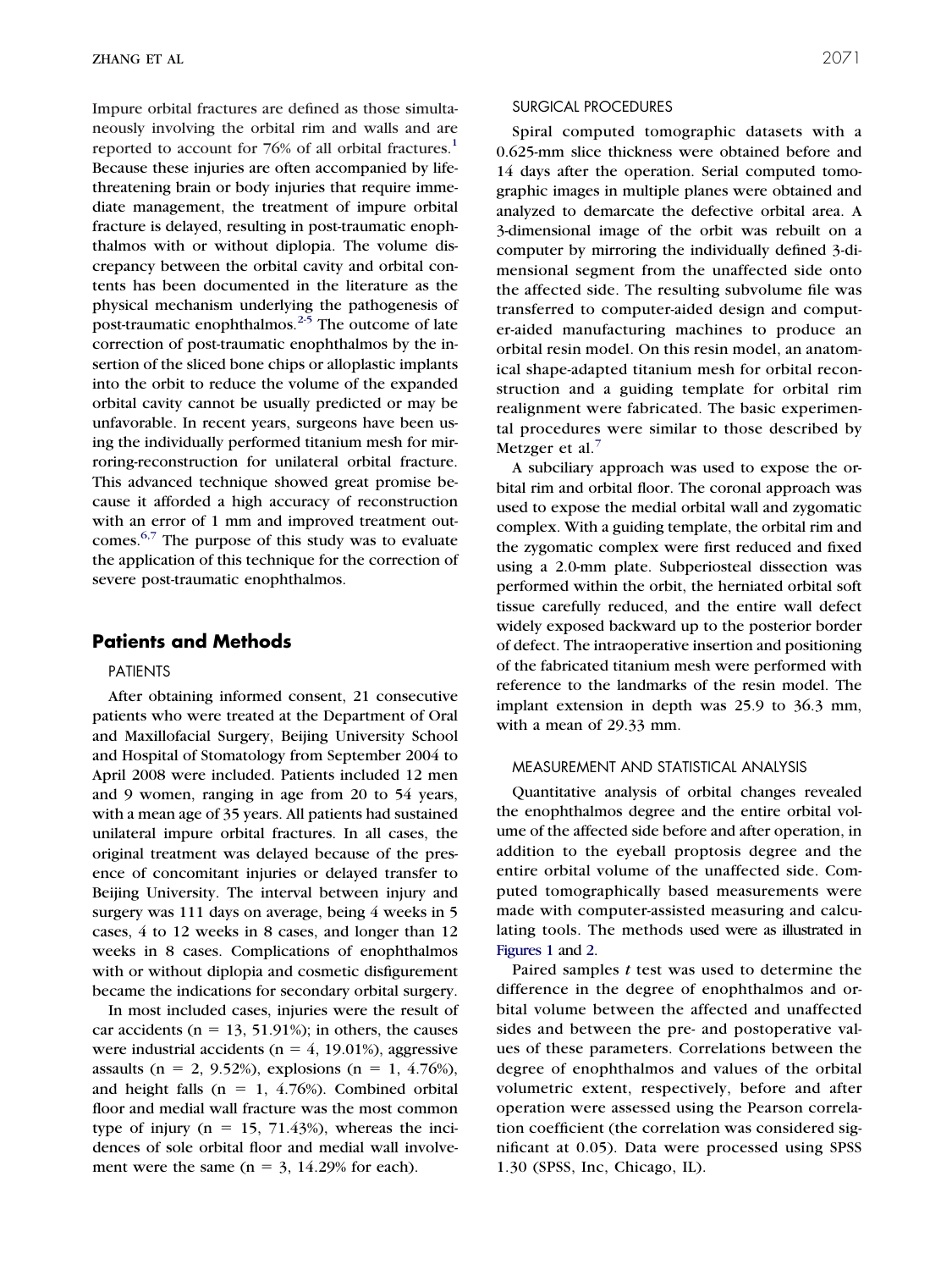Impure orbital fractures are defined as those simultaneously involving the orbital rim and walls and are reported to account for 76% of all orbital fractures.[1] Because these injuries are often accompanied by life-threatening brain or body injuries that require immediate management, the treatment of impure orbital fracture is delayed, resulting in post-traumatic enophthalmos with or without diplopia. The volume discrepancy between the orbital cavity and orbital contents has been documented in the literature as the physical mechanism underlying the pathogenesis of post-traumatic enophthalmos.[2-5] The outcome of late correction of post-traumatic enophthalmos by the insertion of the sliced bone chips or alloplastic implants into the orbit to reduce the volume of the expanded orbital cavity cannot be usually predicted or may be unfavorable. In recent years, surgeons have been using the individually performed titanium mesh for mirroring-reconstruction for unilateral orbital fracture. This advanced technique showed great promise because it afforded a high accuracy of reconstruction with an error of 1 mm and improved treatment outcomes.[6,7] The purpose of this study was to evaluate the application of this technique for the correction of severe post-traumatic enophthalmos.

## Patients and Methods

### PATIENTS

After obtaining informed consent, 21 consecutive patients who were treated at the Department of Oral and Maxillofacial Surgery, Beijing University School and Hospital of Stomatology from September 2004 to April 2008 were included. Patients included 12 men and 9 women, ranging in age from 20 to 54 years, with a mean age of 35 years. All patients had sustained unilateral impure orbital fractures. In all cases, the original treatment was delayed because of the presence of concomitant injuries or delayed transfer to Beijing University. The interval between injury and surgery was 111 days on average, being 4 weeks in 5 cases, 4 to 12 weeks in 8 cases, and longer than 12 weeks in 8 cases. Complications of enophthalmos with or without diplopia and cosmetic disfigurement became the indications for secondary orbital surgery.

In most included cases, injuries were the result of car accidents (n = 13, 51.91%); in others, the causes were industrial accidents (n = 4, 19.01%), aggressive assaults (n = 2, 9.52%), explosions (n = 1, 4.76%), and height falls (n = 1, 4.76%). Combined orbital floor and medial wall fracture was the most common type of injury (n = 15, 71.43%), whereas the incidences of sole orbital floor and medial wall involvement were the same (n = 3, 14.29% for each).

### SURGICAL PROCEDURES

Spiral computed tomographic datasets with a 0.625-mm slice thickness were obtained before and 14 days after the operation. Serial computed tomographic images in multiple planes were obtained and analyzed to demarcate the defective orbital area. A 3-dimensional image of the orbit was rebuilt on a computer by mirroring the individually defined 3-dimensional segment from the unaffected side onto the affected side. The resulting subvolume file was transferred to computer-aided design and computer-aided manufacturing machines to produce an orbital resin model. On this resin model, an anatomical shape-adapted titanium mesh for orbital reconstruction and a guiding template for orbital rim realignment were fabricated. The basic experimental procedures were similar to those described by Metzger et al.[7]

A subciliary approach was used to expose the orbital rim and orbital floor. The coronal approach was used to expose the medial orbital wall and zygomatic complex. With a guiding template, the orbital rim and the zygomatic complex were first reduced and fixed using a 2.0-mm plate. Subperiosteal dissection was performed within the orbit, the herniated orbital soft tissue carefully reduced, and the entire wall defect widely exposed backward up to the posterior border of defect. The intraoperative insertion and positioning of the fabricated titanium mesh were performed with reference to the landmarks of the resin model. The implant extension in depth was 25.9 to 36.3 mm, with a mean of 29.33 mm.

### MEASUREMENT AND STATISTICAL ANALYSIS

Quantitative analysis of orbital changes revealed the enophthalmos degree and the entire orbital volume of the affected side before and after operation, in addition to the eyeball proptosis degree and the entire orbital volume of the unaffected side. Computed tomographically based measurements were made with computer-assisted measuring and calculating tools. The methods used were as illustrated in Figures 1 and 2.

Paired samples *t* test was used to determine the difference in the degree of enophthalmos and orbital volume between the affected and unaffected sides and between the pre- and postoperative values of these parameters. Correlations between the degree of enophthalmos and values of the orbital volumetric extent, respectively, before and after operation were assessed using the Pearson correlation coefficient (the correlation was considered significant at 0.05). Data were processed using SPSS 1.30 (SPSS, Inc, Chicago, IL).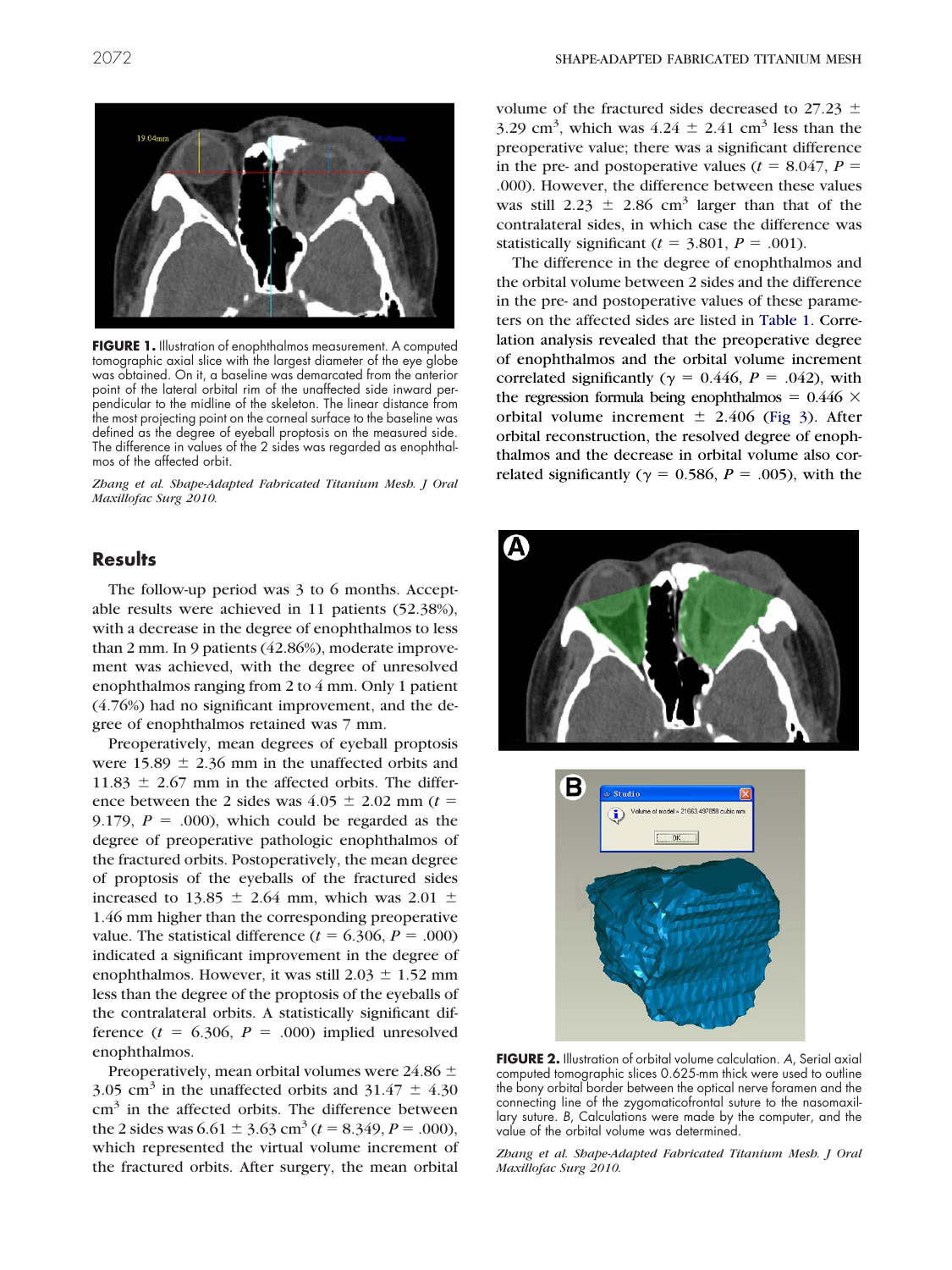**FIGURE 1.** Illustration of enophthalmos measurement. A computed tomographic axial slice with the largest diameter of the eye globe was obtained. On it, a baseline was demarcated from the anterior point of the lateral orbital rim of the unaffected side inward perpendicular to the midline of the skeleton. The linear distance from the most projecting point on the corneal surface to the baseline was defined as the degree of eyeball proptosis on the measured side. The difference in values of the 2 sides was regarded as enophthalmos of the affected orbit.

*Zhang et al. Shape-Adapted Fabricated Titanium Mesh. J Oral Maxillofac Surg 2010.*

## Results

The follow-up period was 3 to 6 months. Acceptable results were achieved in 11 patients (52.38%), with a decrease in the degree of enophthalmos to less than 2 mm. In 9 patients (42.86%), moderate improvement was achieved, with the degree of unresolved enophthalmos ranging from 2 to 4 mm. Only 1 patient (4.76%) had no significant improvement, and the degree of enophthalmos retained was 7 mm.

Preoperatively, mean degrees of eyeball proptosis were 15.89 ± 2.36 mm in the unaffected orbits and 11.83 ± 2.67 mm in the affected orbits. The difference between the 2 sides was 4.05 ± 2.02 mm ($t$ = 9.179, $P$ = .000), which could be regarded as the degree of preoperative pathologic enophthalmos of the fractured orbits. Postoperatively, the mean degree of proptosis of the eyeballs of the fractured sides increased to 13.85 ± 2.64 mm, which was 2.01 ± 1.46 mm higher than the corresponding preoperative value. The statistical difference ($t$ = 6.306, $P$ = .000) indicated a significant improvement in the degree of enophthalmos. However, it was still 2.03 ± 1.52 mm less than the degree of the proptosis of the eyeballs of the contralateral orbits. A statistically significant difference ($t$ = 6.306, $P$ = .000) implied unresolved enophthalmos.

Preoperatively, mean orbital volumes were 24.86 ± 3.05 cm$^3$ in the unaffected orbits and 31.47 ± 4.30 cm$^3$ in the affected orbits. The difference between the 2 sides was 6.61 ± 3.63 cm$^3$ ($t$ = 8.349, $P$ = .000), which represented the virtual volume increment of the fractured orbits. After surgery, the mean orbital volume of the fractured sides decreased to 27.23 ± 3.29 cm$^3$, which was 4.24 ± 2.41 cm$^3$ less than the preoperative value; there was a significant difference in the pre- and postoperative values ($t$ = 8.047, $P$ = .000). However, the difference between these values was still 2.23 ± 2.86 cm$^3$ larger than that of the contralateral sides, in which case the difference was statistically significant ($t$ = 3.801, $P$ = .001).

The difference in the degree of enophthalmos and the orbital volume between 2 sides and the difference in the pre- and postoperative values of these parameters on the affected sides are listed in Table 1. Correlation analysis revealed that the preoperative degree of enophthalmos and the orbital volume increment correlated significantly ($\gamma$ = 0.446, $P$ = .042), with the regression formula being enophthalmos = 0.446 × orbital volume increment ± 2.406 (Fig 3). After orbital reconstruction, the resolved degree of enophthalmos and the decrease in orbital volume also correlated significantly ($\gamma$ = 0.586, $P$ = .005), with the

**FIGURE 2.** Illustration of orbital volume calculation. *A*, Serial axial computed tomographic slices 0.625-mm thick were used to outline the bony orbital border between the optical nerve foramen and the connecting line of the zygomaticofrontal suture to the nasomaxillary suture. *B*, Calculations were made by the computer, and the value of the orbital volume was determined.

*Zhang et al. Shape-Adapted Fabricated Titanium Mesh. J Oral Maxillofac Surg 2010.*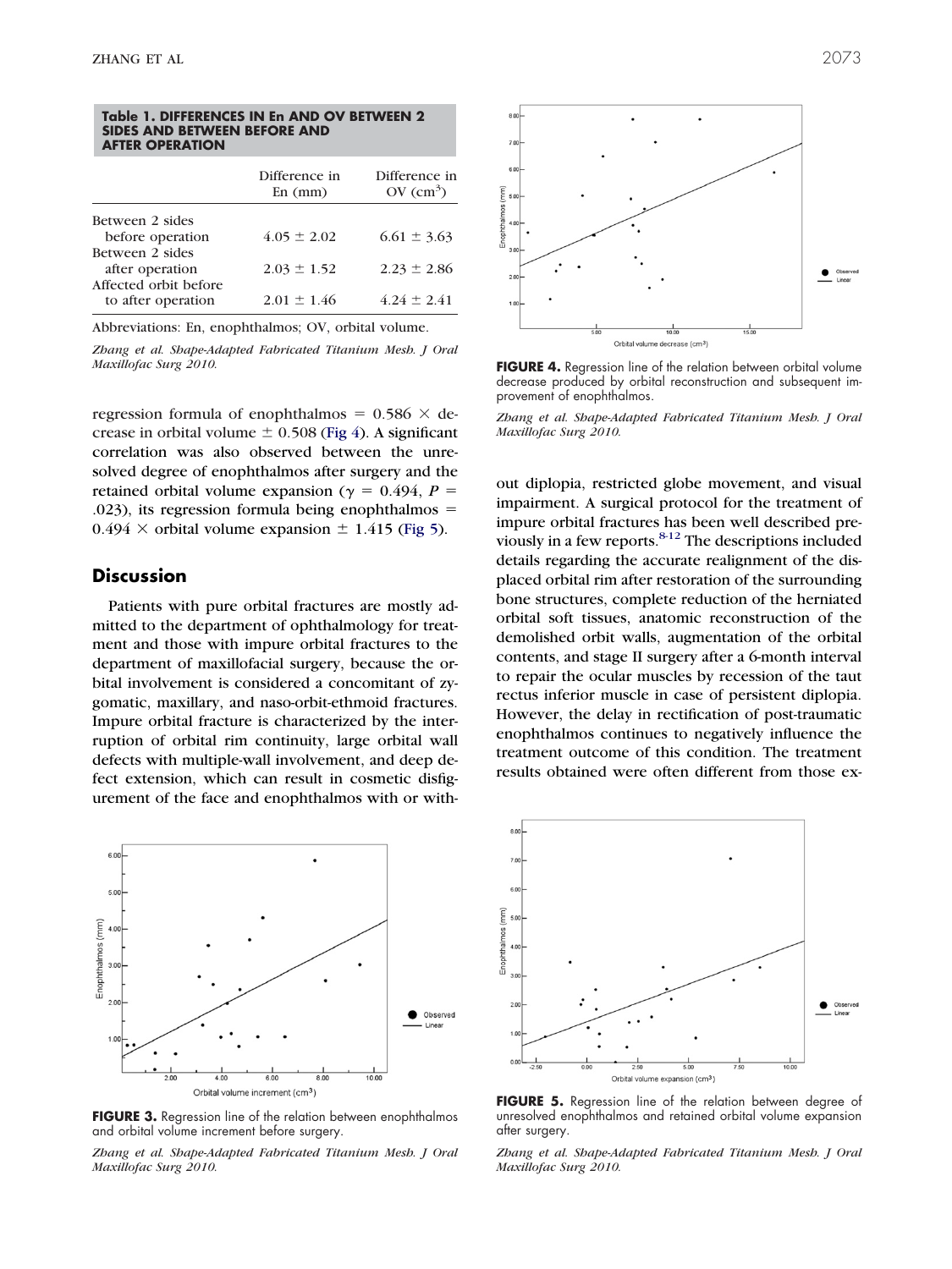**Table 1. DIFFERENCES IN En AND OV BETWEEN 2 SIDES AND BETWEEN BEFORE AND AFTER OPERATION**

| | Difference in En (mm) | Difference in OV ($cm^3$) |
|---|---|---|
| Between 2 sides before operation | $4.05 \pm 2.02$ | $6.61 \pm 3.63$ |
| Between 2 sides after operation | $2.03 \pm 1.52$ | $2.23 \pm 2.86$ |
| Affected orbit before to after operation | $2.01 \pm 1.46$ | $4.24 \pm 2.41$ |

Abbreviations: En, enophthalmos; OV, orbital volume.

*Zhang et al. Shape-Adapted Fabricated Titanium Mesh. J Oral Maxillofac Surg 2010.*

regression formula of enophthalmos = $0.586 \times$ decrease in orbital volume $\pm$ 0.508 (Fig 4). A significant correlation was also observed between the unresolved degree of enophthalmos after surgery and the retained orbital volume expansion ($\gamma = 0.494$, $P = .023$), its regression formula being enophthalmos = $0.494 \times$ orbital volume expansion $\pm$ 1.415 (Fig 5).

## Discussion

Patients with pure orbital fractures are mostly admitted to the department of ophthalmology for treatment and those with impure orbital fractures to the department of maxillofacial surgery, because the orbital involvement is considered a concomitant of zygomatic, maxillary, and naso-orbit-ethmoid fractures. Impure orbital fracture is characterized by the interruption of orbital rim continuity, large orbital wall defects with multiple-wall involvement, and deep defect extension, which can result in cosmetic disfigurement of the face and enophthalmos with or without diplopia, restricted globe movement, and visual impairment. A surgical protocol for the treatment of impure orbital fractures has been well described previously in a few reports.[8-12] The descriptions included details regarding the accurate realignment of the displaced orbital rim after restoration of the surrounding bone structures, complete reduction of the herniated orbital soft tissues, anatomic reconstruction of the demolished orbit walls, augmentation of the orbital contents, and stage II surgery after a 6-month interval to repair the ocular muscles by recession of the taut rectus inferior muscle in case of persistent diplopia. However, the delay in rectification of post-traumatic enophthalmos continues to negatively influence the treatment outcome of this condition. The treatment results obtained were often different from those ex-

**FIGURE 3.** Regression line of the relation between enophthalmos and orbital volume increment before surgery.

*Zhang et al. Shape-Adapted Fabricated Titanium Mesh. J Oral Maxillofac Surg 2010.*

**FIGURE 4.** Regression line of the relation between orbital volume decrease produced by orbital reconstruction and subsequent improvement of enophthalmos.

*Zhang et al. Shape-Adapted Fabricated Titanium Mesh. J Oral Maxillofac Surg 2010.*

**FIGURE 5.** Regression line of the relation between degree of unresolved enophthalmos and retained orbital volume expansion after surgery.

*Zhang et al. Shape-Adapted Fabricated Titanium Mesh. J Oral Maxillofac Surg 2010.*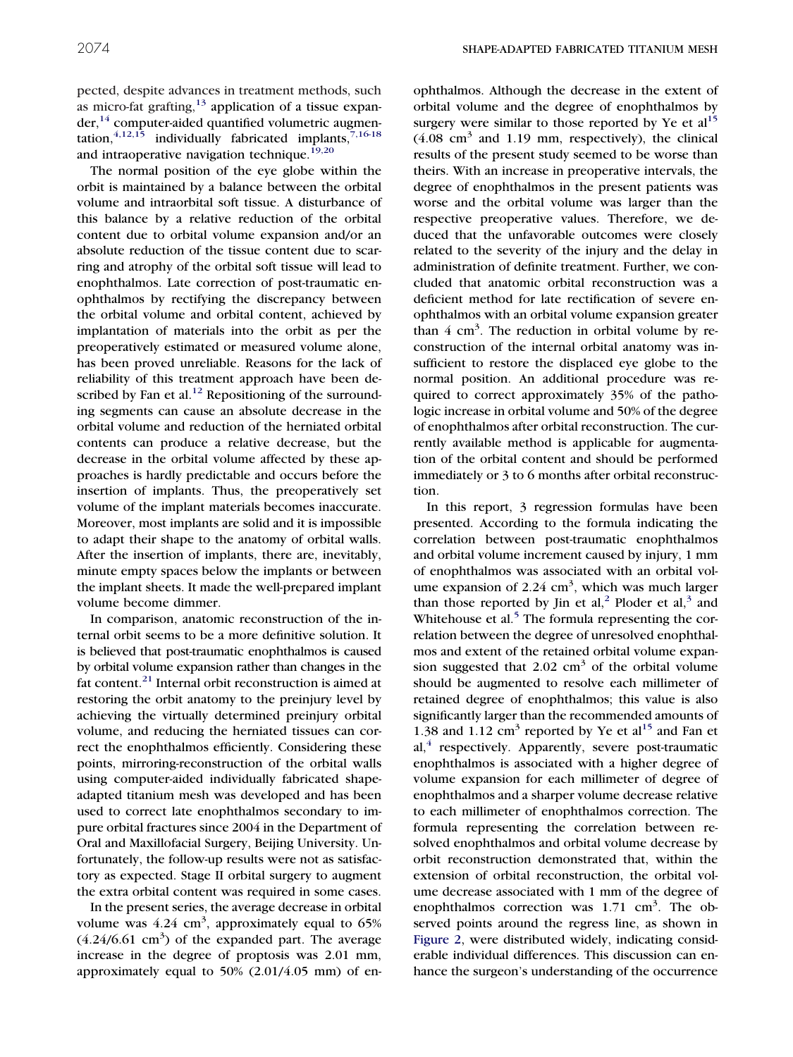pected, despite advances in treatment methods, such as micro-fat grafting,[13] application of a tissue expander,[14] computer-aided quantified volumetric augmentation,[4,12,15] individually fabricated implants,[7,16-18] and intraoperative navigation technique.[19,20]

The normal position of the eye globe within the orbit is maintained by a balance between the orbital volume and intraorbital soft tissue. A disturbance of this balance by a relative reduction of the orbital content due to orbital volume expansion and/or an absolute reduction of the tissue content due to scarring and atrophy of the orbital soft tissue will lead to enophthalmos. Late correction of post-traumatic enophthalmos by rectifying the discrepancy between the orbital volume and orbital content, achieved by implantation of materials into the orbit as per the preoperatively estimated or measured volume alone, has been proved unreliable. Reasons for the lack of reliability of this treatment approach have been described by Fan et al.[12] Repositioning of the surrounding segments can cause an absolute decrease in the orbital volume and reduction of the herniated orbital contents can produce a relative decrease, but the decrease in the orbital volume affected by these approaches is hardly predictable and occurs before the insertion of implants. Thus, the preoperatively set volume of the implant materials becomes inaccurate. Moreover, most implants are solid and it is impossible to adapt their shape to the anatomy of orbital walls. After the insertion of implants, there are, inevitably, minute empty spaces below the implants or between the implant sheets. It made the well-prepared implant volume become dimmer.

In comparison, anatomic reconstruction of the internal orbit seems to be a more definitive solution. It is believed that post-traumatic enophthalmos is caused by orbital volume expansion rather than changes in the fat content.[21] Internal orbit reconstruction is aimed at restoring the orbit anatomy to the preinjury level by achieving the virtually determined preinjury orbital volume, and reducing the herniated tissues can correct the enophthalmos efficiently. Considering these points, mirroring-reconstruction of the orbital walls using computer-aided individually fabricated shape-adapted titanium mesh was developed and has been used to correct late enophthalmos secondary to impure orbital fractures since 2004 in the Department of Oral and Maxillofacial Surgery, Beijing University. Unfortunately, the follow-up results were not as satisfactory as expected. Stage II orbital surgery to augment the extra orbital content was required in some cases.

In the present series, the average decrease in orbital volume was 4.24 $cm^3$, approximately equal to 65% (4.24/6.61 $cm^3$) of the expanded part. The average increase in the degree of proptosis was 2.01 mm, approximately equal to 50% (2.01/4.05 mm) of enophthalmos. Although the decrease in the extent of orbital volume and the degree of enophthalmos by surgery were similar to those reported by Ye et al[15] (4.08 $cm^3$ and 1.19 mm, respectively), the clinical results of the present study seemed to be worse than theirs. With an increase in preoperative intervals, the degree of enophthalmos in the present patients was worse and the orbital volume was larger than the respective preoperative values. Therefore, we deduced that the unfavorable outcomes were closely related to the severity of the injury and the delay in administration of definite treatment. Further, we concluded that anatomic orbital reconstruction was a deficient method for late rectification of severe enophthalmos with an orbital volume expansion greater than 4 $cm^3$. The reduction in orbital volume by reconstruction of the internal orbital anatomy was insufficient to restore the displaced eye globe to the normal position. An additional procedure was required to correct approximately 35% of the pathologic increase in orbital volume and 50% of the degree of enophthalmos after orbital reconstruction. The currently available method is applicable for augmentation of the orbital content and should be performed immediately or 3 to 6 months after orbital reconstruction.

In this report, 3 regression formulas have been presented. According to the formula indicating the correlation between post-traumatic enophthalmos and orbital volume increment caused by injury, 1 mm of enophthalmos was associated with an orbital volume expansion of 2.24 $cm^3$, which was much larger than those reported by Jin et al,[2] Ploder et al,[3] and Whitehouse et al.[5] The formula representing the correlation between the degree of unresolved enophthalmos and extent of the retained orbital volume expansion suggested that 2.02 $cm^3$ of the orbital volume should be augmented to resolve each millimeter of retained degree of enophthalmos; this value is also significantly larger than the recommended amounts of 1.38 and 1.12 $cm^3$ reported by Ye et al[15] and Fan et al,[4] respectively. Apparently, severe post-traumatic enophthalmos is associated with a higher degree of volume expansion for each millimeter of degree of enophthalmos and a sharper volume decrease relative to each millimeter of enophthalmos correction. The formula representing the correlation between resolved enophthalmos and orbital volume decrease by orbit reconstruction demonstrated that, within the extension of orbital reconstruction, the orbital volume decrease associated with 1 mm of the degree of enophthalmos correction was 1.71 $cm^3$. The observed points around the regress line, as shown in Figure 2, were distributed widely, indicating considerable individual differences. This discussion can enhance the surgeon's understanding of the occurrence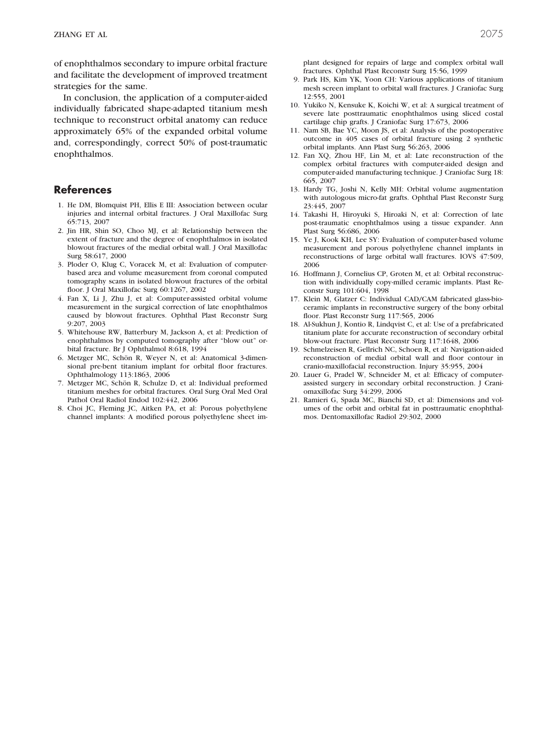of enophthalmos secondary to impure orbital fracture and facilitate the development of improved treatment strategies for the same.

In conclusion, the application of a computer-aided individually fabricated shape-adapted titanium mesh technique to reconstruct orbital anatomy can reduce approximately 65% of the expanded orbital volume and, correspondingly, correct 50% of post-traumatic enophthalmos.

## References

1. He DM, Blomquist PH, Ellis E III: Association between ocular injuries and internal orbital fractures. J Oral Maxillofac Surg 65:713, 2007
2. Jin HR, Shin SO, Choo MJ, et al: Relationship between the extent of fracture and the degree of enophthalmos in isolated blowout fractures of the medial orbital wall. J Oral Maxillofac Surg 58:617, 2000
3. Ploder O, Klug C, Voracek M, et al: Evaluation of computer-based area and volume measurement from coronal computed tomography scans in isolated blowout fractures of the orbital floor. J Oral Maxillofac Surg 60:1267, 2002
4. Fan X, Li J, Zhu J, et al: Computer-assisted orbital volume measurement in the surgical correction of late enophthalmos caused by blowout fractures. Ophthal Plast Reconstr Surg 9:207, 2003
5. Whitehouse RW, Batterbury M, Jackson A, et al: Prediction of enophthalmos by computed tomography after "blow out" orbital fracture. Br J Ophthalmol 8:618, 1994
6. Metzger MC, Schön R, Weyer N, et al: Anatomical 3-dimensional pre-bent titanium implant for orbital floor fractures. Ophthalmology 113:1863, 2006
7. Metzger MC, Schön R, Schulze D, et al: Individual preformed titanium meshes for orbital fractures. Oral Surg Oral Med Oral Pathol Oral Radiol Endod 102:442, 2006
8. Choi JC, Fleming JC, Aitken PA, et al: Porous polyethylene channel implants: A modified porous polyethylene sheet implant designed for repairs of large and complex orbital wall fractures. Ophthal Plast Reconstr Surg 15:56, 1999
9. Park HS, Kim YK, Yoon CH: Various applications of titanium mesh screen implant to orbital wall fractures. J Craniofac Surg 12:555, 2001
10. Yukiko N, Kensuke K, Koichi W, et al: A surgical treatment of severe late posttraumatic enophthalmos using sliced costal cartilage chip grafts. J Craniofac Surg 17:673, 2006
11. Nam SB, Bae YC, Moon JS, et al: Analysis of the postoperative outcome in 405 cases of orbital fracture using 2 synthetic orbital implants. Ann Plast Surg 56:263, 2006
12. Fan XQ, Zhou HF, Lin M, et al: Late reconstruction of the complex orbital fractures with computer-aided design and computer-aided manufacturing technique. J Craniofac Surg 18:665, 2007
13. Hardy TG, Joshi N, Kelly MH: Orbital volume augmentation with autologous micro-fat grafts. Ophthal Plast Reconstr Surg 23:445, 2007
14. Takashi H, Hiroyuki S, Hiroaki N, et al: Correction of late post-traumatic enophthalmos using a tissue expander. Ann Plast Surg 56:686, 2006
15. Ye J, Kook KH, Lee SY: Evaluation of computer-based volume measurement and porous polyethylene channel implants in reconstructions of large orbital wall fractures. IOVS 47:509, 2006
16. Hoffmann J, Cornelius CP, Groten M, et al: Orbital reconstruction with individually copy-milled ceramic implants. Plast Reconstr Surg 101:604, 1998
17. Klein M, Glatzer C: Individual CAD/CAM fabricated glass-bioceramic implants in reconstructive surgery of the bony orbital floor. Plast Reconstr Surg 117:565, 2006
18. Al-Sukhun J, Kontio R, Lindqvist C, et al: Use of a prefabricated titanium plate for accurate reconstruction of secondary orbital blow-out fracture. Plast Reconstr Surg 117:1648, 2006
19. Schmelzeisen R, Gellrich NC, Schoen R, et al: Navigation-aided reconstruction of medial orbital wall and floor contour in cranio-maxillofacial reconstruction. Injury 35:955, 2004
20. Lauer G, Pradel W, Schneider M, et al: Efficacy of computer-assisted surgery in secondary orbital reconstruction. J Craniomaxillofac Surg 34:299, 2006
21. Ramieri G, Spada MC, Bianchi SD, et al: Dimensions and volumes of the orbit and orbital fat in posttraumatic enophthalmos. Dentomaxillofac Radiol 29:302, 2000